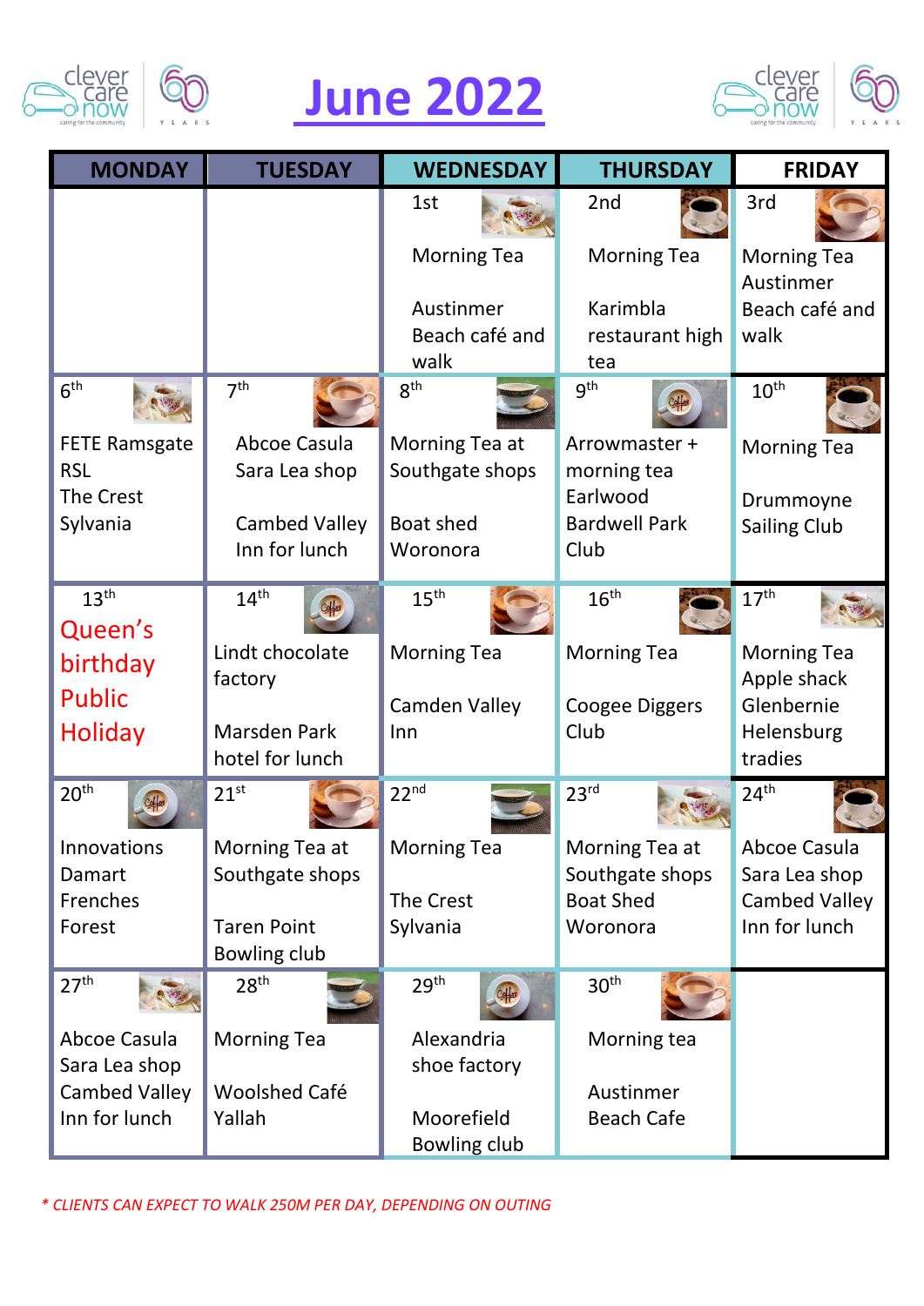# June 2022

| MONDAY | TUESDAY | WEDNESDAY | THURSDAY | FRIDAY |
|---|---|---|---|---|
| | | 1st<br>Morning Tea<br><br>Austinmer Beach café and walk | 2nd<br>Morning Tea<br><br>Karimbla restaurant high tea | 3rd<br>Morning Tea Austinmer Beach café and walk |
| 6th<br>FETE Ramsgate RSL<br>The Crest Sylvania | 7th<br>Abcoe Casula Sara Lea shop<br><br>Cambed Valley Inn for lunch | 8th<br>Morning Tea at Southgate shops<br><br>Boat shed Woronora | 9th<br>Arrowmaster + morning tea Earlwood Bardwell Park Club | 10th<br>Morning Tea<br><br>Drummoyne Sailing Club |
| 13th<br>Queen's birthday Public Holiday | 14th<br>Lindt chocolate factory<br><br>Marsden Park hotel for lunch | 15th<br>Morning Tea<br><br>Camden Valley Inn | 16th<br>Morning Tea<br><br>Coogee Diggers Club | 17th<br>Morning Tea Apple shack Glenbernie Helensburg tradies |
| 20th<br>Innovations Damart Frenches Forest | 21st<br>Morning Tea at Southgate shops<br><br>Taren Point Bowling club | 22nd<br>Morning Tea<br><br>The Crest Sylvania | 23rd<br>Morning Tea at Southgate shops Boat Shed Woronora | 24th<br>Abcoe Casula Sara Lea shop Cambed Valley Inn for lunch |
| 27th<br>Abcoe Casula Sara Lea shop Cambed Valley Inn for lunch | 28th<br>Morning Tea<br><br>Woolshed Café Yallah | 29th<br>Alexandria shoe factory<br><br>Moorefield Bowling club | 30th<br>Morning tea<br><br>Austinmer Beach Cafe | |

*\* CLIENTS CAN EXPECT TO WALK 250M PER DAY, DEPENDING ON OUTING*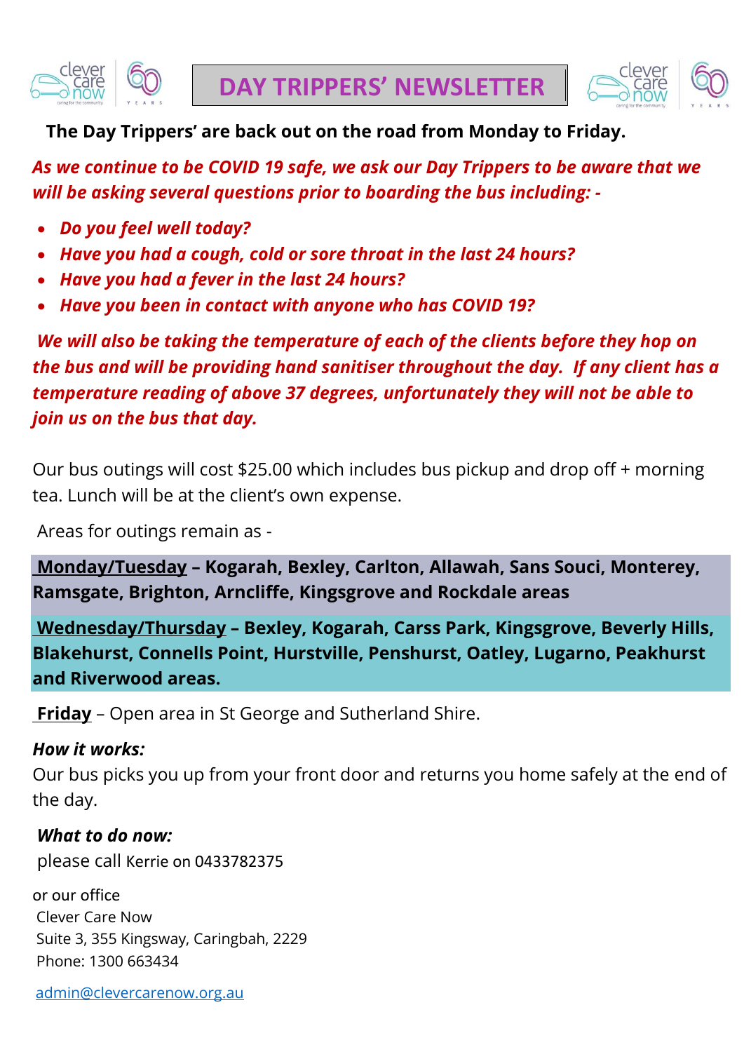# DAY TRIPPERS' NEWSLETTER

**The Day Trippers' are back out on the road from Monday to Friday.**

***As we continue to be COVID 19 safe, we ask our Day Trippers to be aware that we will be asking several questions prior to boarding the bus including: -***

- ***Do you feel well today?***
- ***Have you had a cough, cold or sore throat in the last 24 hours?***
- ***Have you had a fever in the last 24 hours?***
- ***Have you been in contact with anyone who has COVID 19?***

***We will also be taking the temperature of each of the clients before they hop on the bus and will be providing hand sanitiser throughout the day. If any client has a temperature reading of above 37 degrees, unfortunately they will not be able to join us on the bus that day.***

Our bus outings will cost $25.00 which includes bus pickup and drop off + morning tea. Lunch will be at the client's own expense.

Areas for outings remain as -

**Monday/Tuesday – Kogarah, Bexley, Carlton, Allawah, Sans Souci, Monterey, Ramsgate, Brighton, Arncliffe, Kingsgrove and Rockdale areas**

**Wednesday/Thursday – Bexley, Kogarah, Carss Park, Kingsgrove, Beverly Hills, Blakehurst, Connells Point, Hurstville, Penshurst, Oatley, Lugarno, Peakhurst and Riverwood areas.**

**Friday** – Open area in St George and Sutherland Shire.

***How it works:***

Our bus picks you up from your front door and returns you home safely at the end of the day.

***What to do now:***

please call Kerrie on 0433782375

or our office
Clever Care Now
Suite 3, 355 Kingsway, Caringbah, 2229
Phone: 1300 663434

admin@clevercarenow.org.au